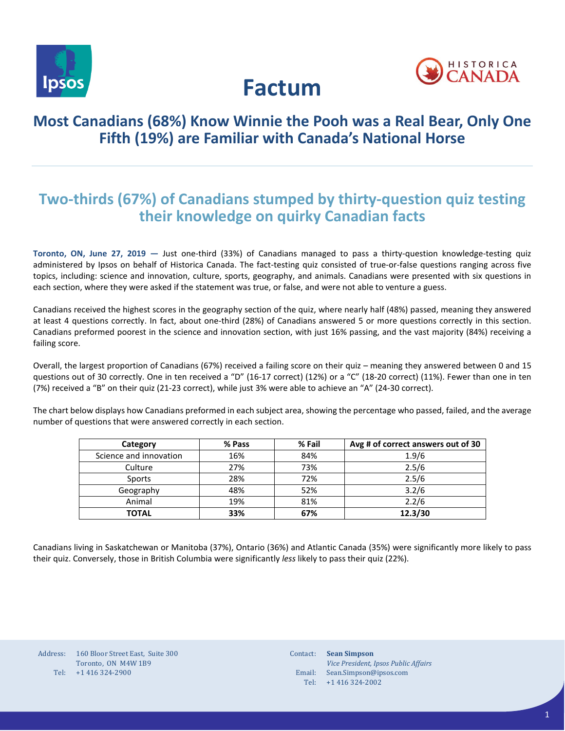# Factum

## Most Canadians (68%) Know Winnie the Pooh was a Real Bear, Only One Fifth (19%) are Familiar with Canada's National Horse

## Two-thirds (67%) of Canadians stumped by thirty-question quiz testing their knowledge on quirky Canadian facts

**Toronto, ON, June 27, 2019 —** Just one-third (33%) of Canadians managed to pass a thirty-question knowledge-testing quiz administered by Ipsos on behalf of Historica Canada. The fact-testing quiz consisted of true-or-false questions ranging across five topics, including: science and innovation, culture, sports, geography, and animals. Canadians were presented with six questions in each section, where they were asked if the statement was true, or false, and were not able to venture a guess.

Canadians received the highest scores in the geography section of the quiz, where nearly half (48%) passed, meaning they answered at least 4 questions correctly. In fact, about one-third (28%) of Canadians answered 5 or more questions correctly in this section. Canadians preformed poorest in the science and innovation section, with just 16% passing, and the vast majority (84%) receiving a failing score.

Overall, the largest proportion of Canadians (67%) received a failing score on their quiz – meaning they answered between 0 and 15 questions out of 30 correctly. One in ten received a "D" (16-17 correct) (12%) or a "C" (18-20 correct) (11%). Fewer than one in ten (7%) received a "B" on their quiz (21-23 correct), while just 3% were able to achieve an "A" (24-30 correct).

The chart below displays how Canadians preformed in each subject area, showing the percentage who passed, failed, and the average number of questions that were answered correctly in each section.

| Category | % Pass | % Fail | Avg # of correct answers out of 30 |
|---|---|---|---|
| Science and innovation | 16% | 84% | 1.9/6 |
| Culture | 27% | 73% | 2.5/6 |
| Sports | 28% | 72% | 2.5/6 |
| Geography | 48% | 52% | 3.2/6 |
| Animal | 19% | 81% | 2.2/6 |
| **TOTAL** | **33%** | **67%** | **12.3/30** |

Canadians living in Saskatchewan or Manitoba (37%), Ontario (36%) and Atlantic Canada (35%) were significantly more likely to pass their quiz. Conversely, those in British Columbia were significantly *less* likely to pass their quiz (22%).

Address: 160 Bloor Street East, Suite 300
Toronto, ON M4W 1B9
Tel: +1 416 324-2900

Contact: **Sean Simpson**
*Vice President, Ipsos Public Affairs*
Email: Sean.Simpson@ipsos.com
Tel: +1 416 324-2002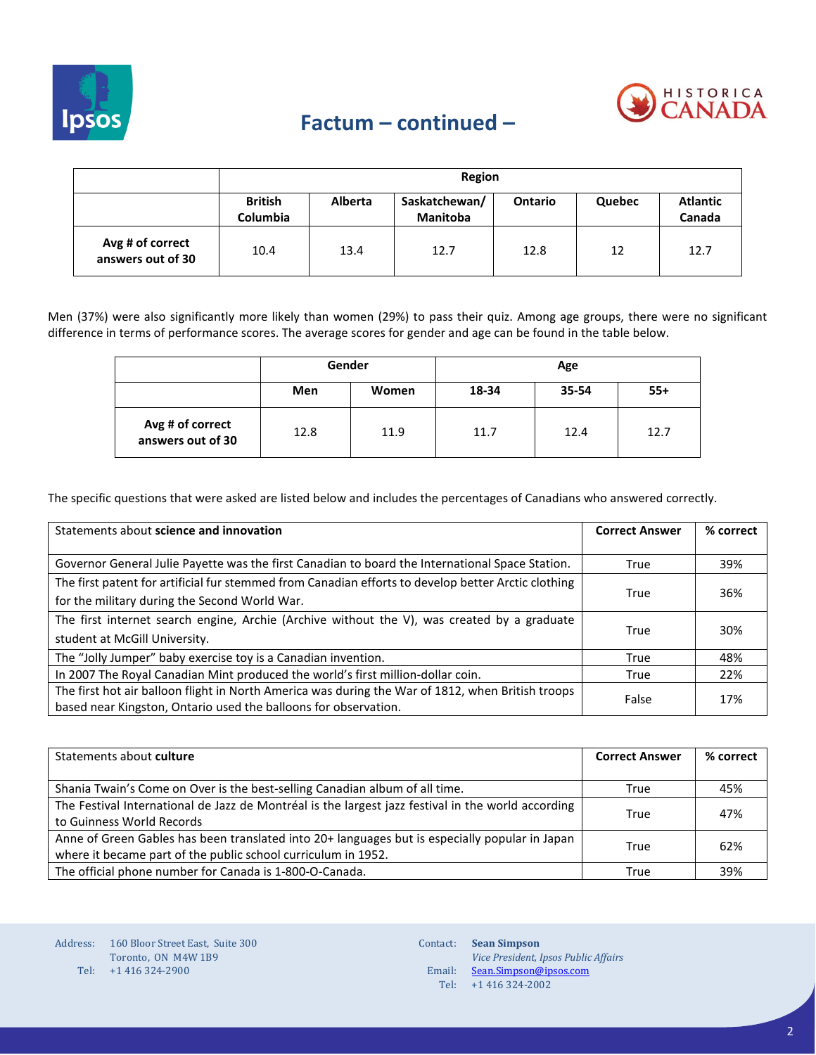## Factum – continued –

| | Region | | | | | |
|---|---|---|---|---|---|---|
| | British Columbia | Alberta | Saskatchewan/ Manitoba | Ontario | Quebec | Atlantic Canada |
| Avg # of correct answers out of 30 | 10.4 | 13.4 | 12.7 | 12.8 | 12 | 12.7 |

Men (37%) were also significantly more likely than women (29%) to pass their quiz. Among age groups, there were no significant difference in terms of performance scores. The average scores for gender and age can be found in the table below.

| | Gender | | Age | | |
|---|---|---|---|---|---|
| | Men | Women | 18-34 | 35-54 | 55+ |
| Avg # of correct answers out of 30 | 12.8 | 11.9 | 11.7 | 12.4 | 12.7 |

The specific questions that were asked are listed below and includes the percentages of Canadians who answered correctly.

| Statements about **science and innovation** | Correct Answer | % correct |
|---|---|---|
| Governor General Julie Payette was the first Canadian to board the International Space Station. | True | 39% |
| The first patent for artificial fur stemmed from Canadian efforts to develop better Arctic clothing for the military during the Second World War. | True | 36% |
| The first internet search engine, Archie (Archive without the V), was created by a graduate student at McGill University. | True | 30% |
| The "Jolly Jumper" baby exercise toy is a Canadian invention. | True | 48% |
| In 2007 The Royal Canadian Mint produced the world's first million-dollar coin. | True | 22% |
| The first hot air balloon flight in North America was during the War of 1812, when British troops based near Kingston, Ontario used the balloons for observation. | False | 17% |

| Statements about **culture** | Correct Answer | % correct |
|---|---|---|
| Shania Twain's Come on Over is the best-selling Canadian album of all time. | True | 45% |
| The Festival International de Jazz de Montréal is the largest jazz festival in the world according to Guinness World Records | True | 47% |
| Anne of Green Gables has been translated into 20+ languages but is especially popular in Japan where it became part of the public school curriculum in 1952. | True | 62% |
| The official phone number for Canada is 1-800-O-Canada. | True | 39% |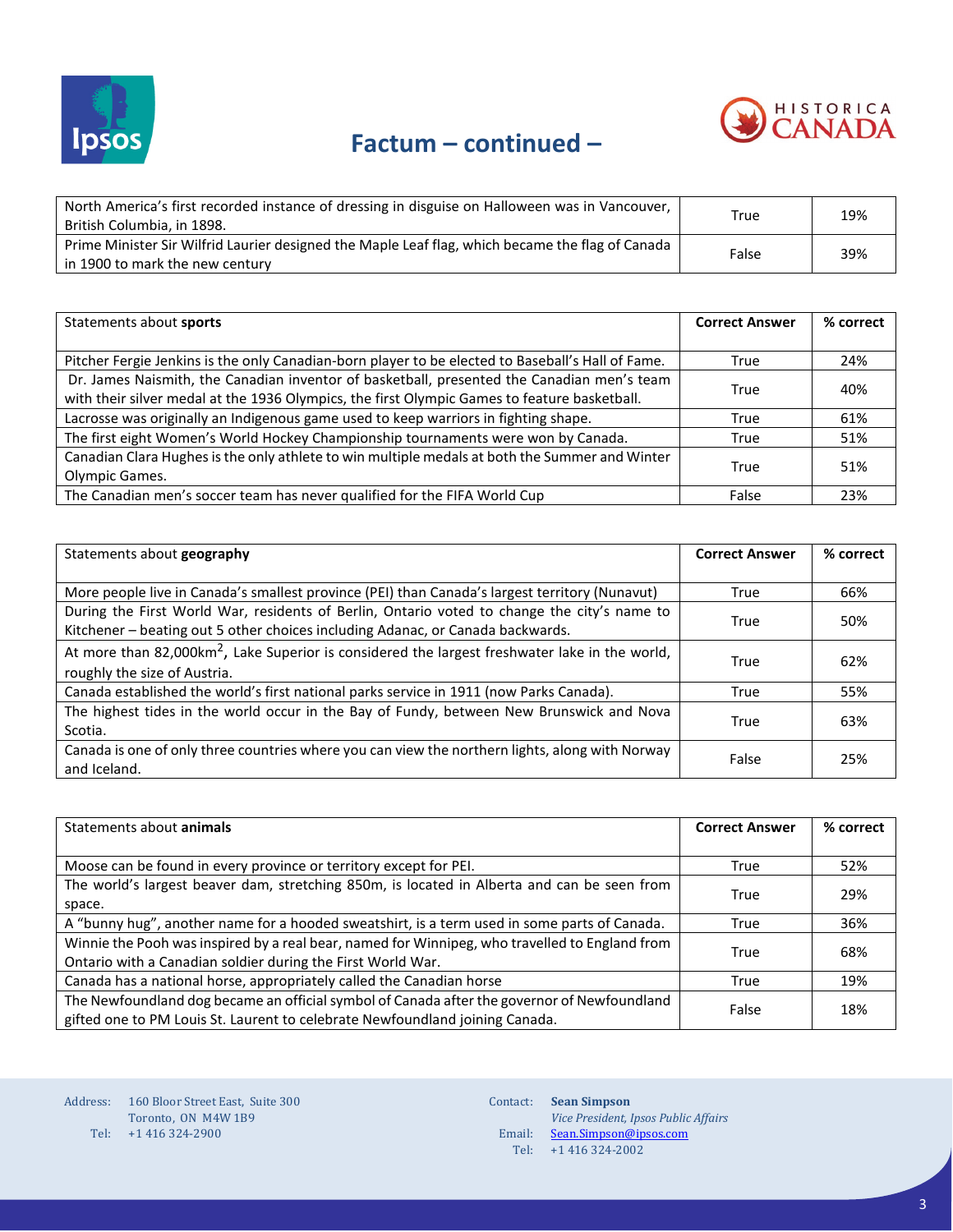## Factum – continued –

| | | |
|---|---|---|
| North America's first recorded instance of dressing in disguise on Halloween was in Vancouver, British Columbia, in 1898. | True | 19% |
| Prime Minister Sir Wilfrid Laurier designed the Maple Leaf flag, which became the flag of Canada in 1900 to mark the new century | False | 39% |

| Statements about **sports** | Correct Answer | % correct |
|---|---|---|
| Pitcher Fergie Jenkins is the only Canadian-born player to be elected to Baseball's Hall of Fame. | True | 24% |
| Dr. James Naismith, the Canadian inventor of basketball, presented the Canadian men's team with their silver medal at the 1936 Olympics, the first Olympic Games to feature basketball. | True | 40% |
| Lacrosse was originally an Indigenous game used to keep warriors in fighting shape. | True | 61% |
| The first eight Women's World Hockey Championship tournaments were won by Canada. | True | 51% |
| Canadian Clara Hughes is the only athlete to win multiple medals at both the Summer and Winter Olympic Games. | True | 51% |
| The Canadian men's soccer team has never qualified for the FIFA World Cup | False | 23% |

| Statements about **geography** | Correct Answer | % correct |
|---|---|---|
| More people live in Canada's smallest province (PEI) than Canada's largest territory (Nunavut) | True | 66% |
| During the First World War, residents of Berlin, Ontario voted to change the city's name to Kitchener – beating out 5 other choices including Adanac, or Canada backwards. | True | 50% |
| At more than 82,000km$^2$, Lake Superior is considered the largest freshwater lake in the world, roughly the size of Austria. | True | 62% |
| Canada established the world's first national parks service in 1911 (now Parks Canada). | True | 55% |
| The highest tides in the world occur in the Bay of Fundy, between New Brunswick and Nova Scotia. | True | 63% |
| Canada is one of only three countries where you can view the northern lights, along with Norway and Iceland. | False | 25% |

| Statements about **animals** | Correct Answer | % correct |
|---|---|---|
| Moose can be found in every province or territory except for PEI. | True | 52% |
| The world's largest beaver dam, stretching 850m, is located in Alberta and can be seen from space. | True | 29% |
| A "bunny hug", another name for a hooded sweatshirt, is a term used in some parts of Canada. | True | 36% |
| Winnie the Pooh was inspired by a real bear, named for Winnipeg, who travelled to England from Ontario with a Canadian soldier during the First World War. | True | 68% |
| Canada has a national horse, appropriately called the Canadian horse | True | 19% |
| The Newfoundland dog became an official symbol of Canada after the governor of Newfoundland gifted one to PM Louis St. Laurent to celebrate Newfoundland joining Canada. | False | 18% |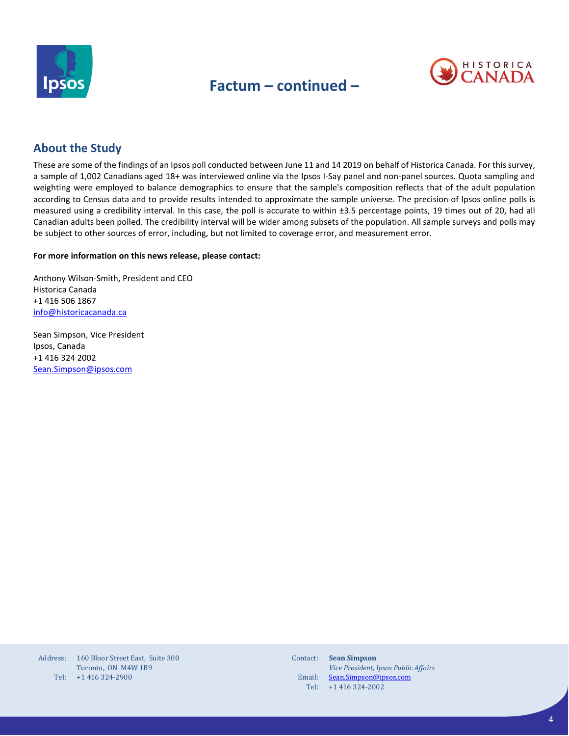# Factum – continued –

## About the Study

These are some of the findings of an Ipsos poll conducted between June 11 and 14 2019 on behalf of Historica Canada. For this survey, a sample of 1,002 Canadians aged 18+ was interviewed online via the Ipsos I-Say panel and non-panel sources. Quota sampling and weighting were employed to balance demographics to ensure that the sample's composition reflects that of the adult population according to Census data and to provide results intended to approximate the sample universe. The precision of Ipsos online polls is measured using a credibility interval. In this case, the poll is accurate to within ±3.5 percentage points, 19 times out of 20, had all Canadian adults been polled. The credibility interval will be wider among subsets of the population. All sample surveys and polls may be subject to other sources of error, including, but not limited to coverage error, and measurement error.

**For more information on this news release, please contact:**

Anthony Wilson-Smith, President and CEO
Historica Canada
+1 416 506 1867
info@historicacanada.ca

Sean Simpson, Vice President
Ipsos, Canada
+1 416 324 2002
Sean.Simpson@ipsos.com

Address: 160 Bloor Street East, Suite 300
Toronto, ON M4W 1B9
Tel: +1 416 324-2900

Contact: **Sean Simpson**
*Vice President, Ipsos Public Affairs*
Email: Sean.Simpson@ipsos.com
Tel: +1 416 324-2002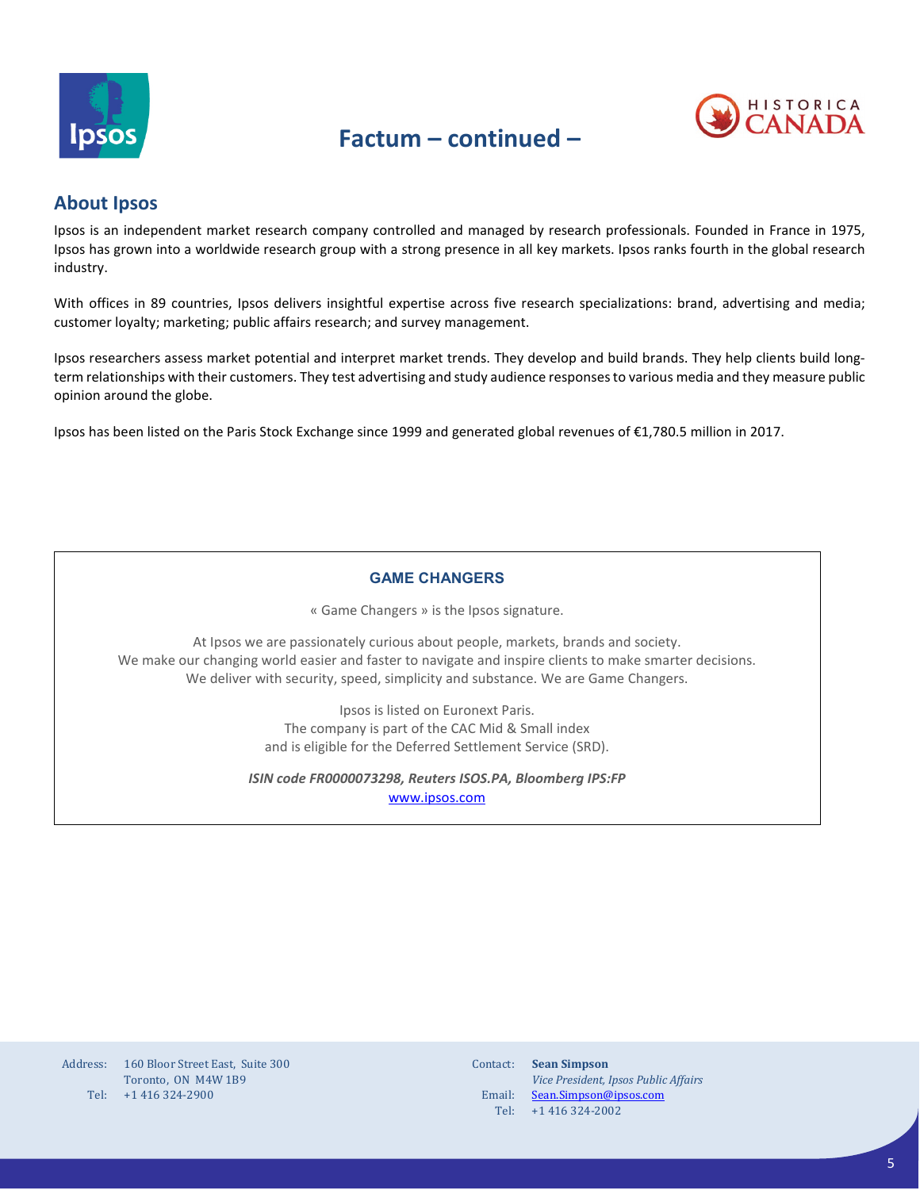# Factum – continued –

## About Ipsos

Ipsos is an independent market research company controlled and managed by research professionals. Founded in France in 1975, Ipsos has grown into a worldwide research group with a strong presence in all key markets. Ipsos ranks fourth in the global research industry.

With offices in 89 countries, Ipsos delivers insightful expertise across five research specializations: brand, advertising and media; customer loyalty; marketing; public affairs research; and survey management.

Ipsos researchers assess market potential and interpret market trends. They develop and build brands. They help clients build long-term relationships with their customers. They test advertising and study audience responses to various media and they measure public opinion around the globe.

Ipsos has been listed on the Paris Stock Exchange since 1999 and generated global revenues of €1,780.5 million in 2017.

**GAME CHANGERS**

« Game Changers » is the Ipsos signature.

At Ipsos we are passionately curious about people, markets, brands and society.
We make our changing world easier and faster to navigate and inspire clients to make smarter decisions.
We deliver with security, speed, simplicity and substance. We are Game Changers.

Ipsos is listed on Euronext Paris.
The company is part of the CAC Mid & Small index
and is eligible for the Deferred Settlement Service (SRD).

***ISIN code FR0000073298, Reuters ISOS.PA, Bloomberg IPS:FP***
[www.ipsos.com](http://www.ipsos.com)

Address: 160 Bloor Street East, Suite 300
Toronto, ON M4W 1B9
Tel: +1 416 324-2900

Contact: **Sean Simpson**
*Vice President, Ipsos Public Affairs*
Email: Sean.Simpson@ipsos.com
Tel: +1 416 324-2002